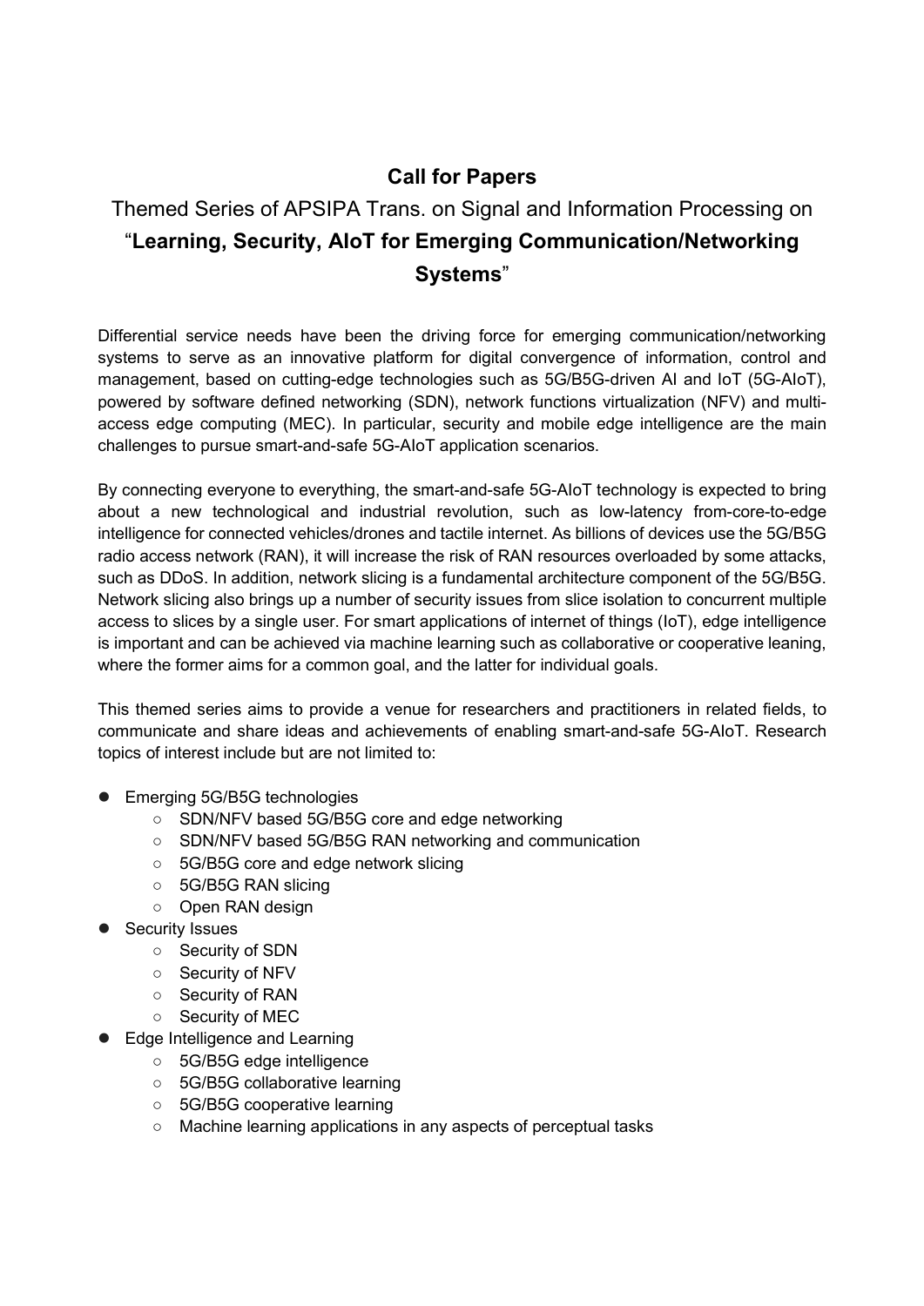# Call for Papers

## Themed Series of APSIPA Trans. on Signal and Information Processing on "**Learning, Security, AIoT for Emerging Communication/Networking Systems**"

Differential service needs have been the driving force for emerging communication/networking systems to serve as an innovative platform for digital convergence of information, control and management, based on cutting-edge technologies such as 5G/B5G-driven AI and IoT (5G-AIoT), powered by software defined networking (SDN), network functions virtualization (NFV) and multi-access edge computing (MEC). In particular, security and mobile edge intelligence are the main challenges to pursue smart-and-safe 5G-AIoT application scenarios.

By connecting everyone to everything, the smart-and-safe 5G-AIoT technology is expected to bring about a new technological and industrial revolution, such as low-latency from-core-to-edge intelligence for connected vehicles/drones and tactile internet. As billions of devices use the 5G/B5G radio access network (RAN), it will increase the risk of RAN resources overloaded by some attacks, such as DDoS. In addition, network slicing is a fundamental architecture component of the 5G/B5G. Network slicing also brings up a number of security issues from slice isolation to concurrent multiple access to slices by a single user. For smart applications of internet of things (IoT), edge intelligence is important and can be achieved via machine learning such as collaborative or cooperative leaning, where the former aims for a common goal, and the latter for individual goals.

This themed series aims to provide a venue for researchers and practitioners in related fields, to communicate and share ideas and achievements of enabling smart-and-safe 5G-AIoT. Research topics of interest include but are not limited to:

- Emerging 5G/B5G technologies
  - SDN/NFV based 5G/B5G core and edge networking
  - SDN/NFV based 5G/B5G RAN networking and communication
  - 5G/B5G core and edge network slicing
  - 5G/B5G RAN slicing
  - Open RAN design
- Security Issues
  - Security of SDN
  - Security of NFV
  - Security of RAN
  - Security of MEC
- Edge Intelligence and Learning
  - 5G/B5G edge intelligence
  - 5G/B5G collaborative learning
  - 5G/B5G cooperative learning
  - Machine learning applications in any aspects of perceptual tasks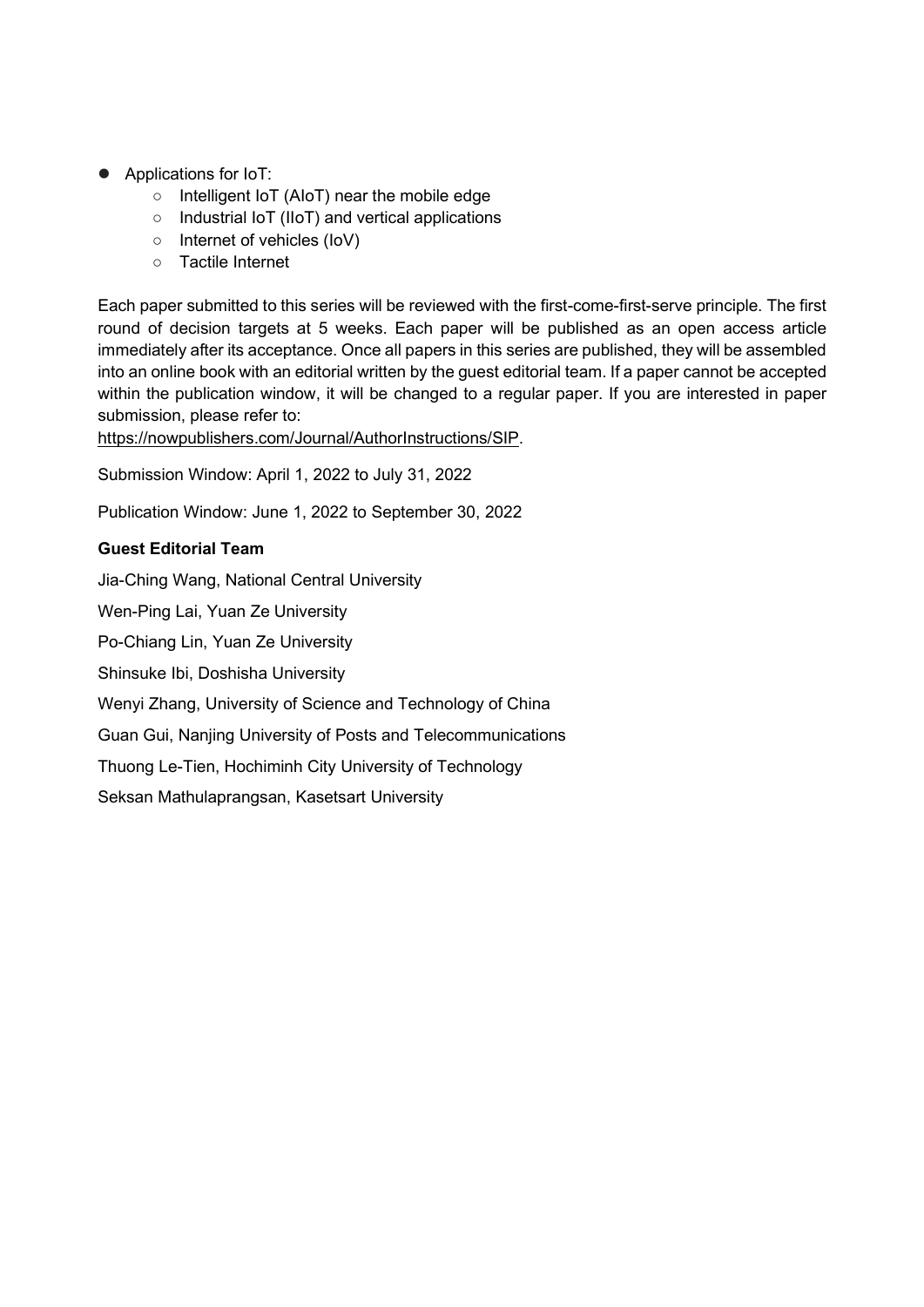- Applications for IoT:
  - Intelligent IoT (AIoT) near the mobile edge
  - Industrial IoT (IIoT) and vertical applications
  - Internet of vehicles (IoV)
  - Tactile Internet

Each paper submitted to this series will be reviewed with the first-come-first-serve principle. The first round of decision targets at 5 weeks. Each paper will be published as an open access article immediately after its acceptance. Once all papers in this series are published, they will be assembled into an online book with an editorial written by the guest editorial team. If a paper cannot be accepted within the publication window, it will be changed to a regular paper. If you are interested in paper submission, please refer to:
https://nowpublishers.com/Journal/AuthorInstructions/SIP.

Submission Window: April 1, 2022 to July 31, 2022

Publication Window: June 1, 2022 to September 30, 2022

**Guest Editorial Team**

Jia-Ching Wang, National Central University

Wen-Ping Lai, Yuan Ze University

Po-Chiang Lin, Yuan Ze University

Shinsuke Ibi, Doshisha University

Wenyi Zhang, University of Science and Technology of China

Guan Gui, Nanjing University of Posts and Telecommunications

Thuong Le-Tien, Hochiminh City University of Technology

Seksan Mathulaprangsan, Kasetsart University